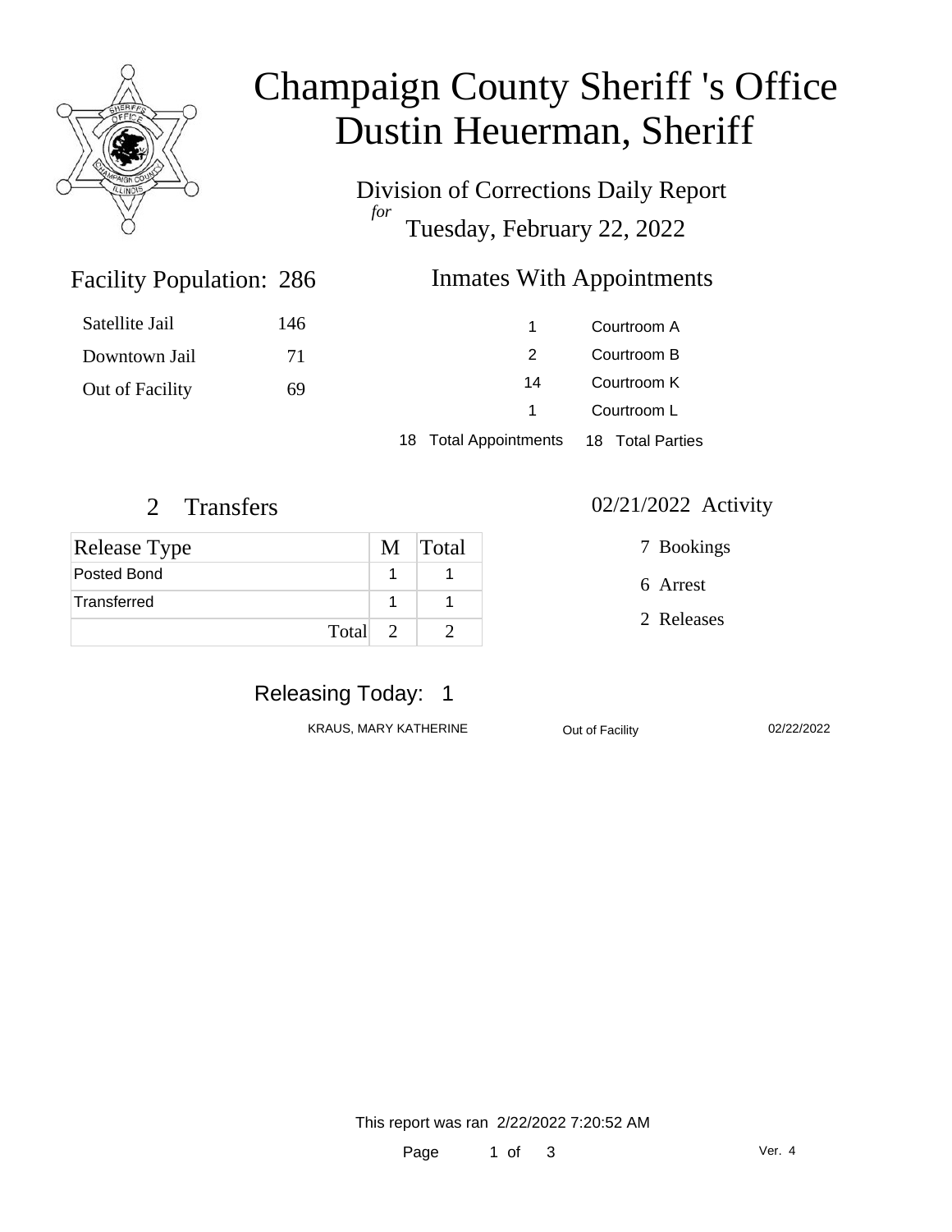# Champaign County Sheriff 's Office
# Dustin Heuerman, Sheriff

## Division of Corrections Daily Report
*for*
## Tuesday, February 22, 2022

### Facility Population: 286

| | |
|---|---|
| Satellite Jail | 146 |
| Downtown Jail | 71 |
| Out of Facility | 69 |

### Inmates With Appointments

| | |
|---|---|
| 1 | Courtroom A |
| 2 | Courtroom B |
| 14 | Courtroom K |
| 1 | Courtroom L |
| 18 Total Appointments | 18 Total Parties |

### 2 Transfers

| Release Type | M | Total |
|---|---|---|
| Posted Bond | 1 | 1 |
| Transferred | 1 | 1 |
| Total | 2 | 2 |

### 02/21/2022 Activity

7 Bookings

6 Arrest

2 Releases

### Releasing Today: 1

| | | |
|---|---|---|
| KRAUS, MARY KATHERINE | Out of Facility | 02/22/2022 |

This report was ran 2/22/2022 7:20:52 AM

Ver. 4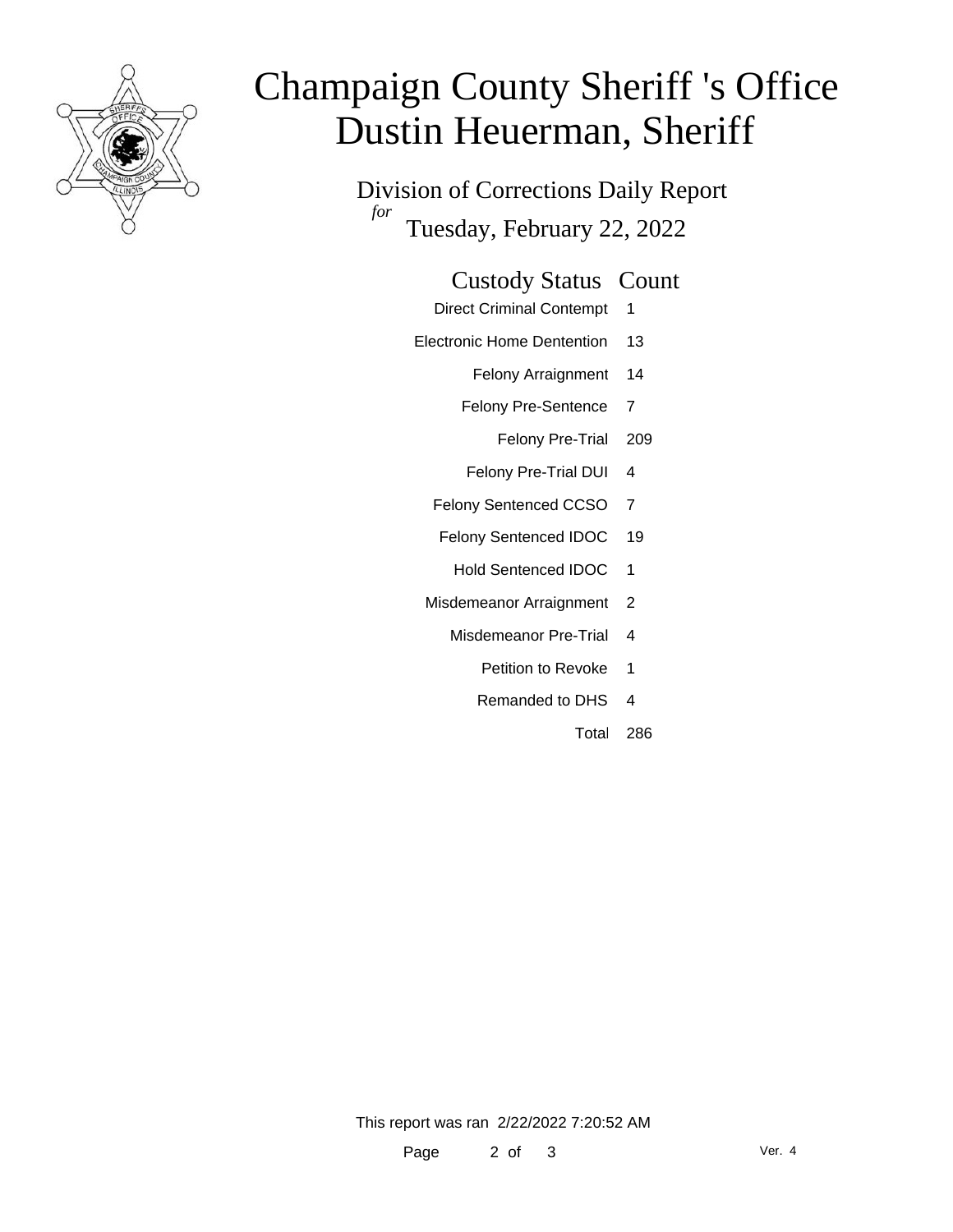# Champaign County Sheriff 's Office
# Dustin Heuerman, Sheriff

## Division of Corrections Daily Report

*for* Tuesday, February 22, 2022

| Custody Status | Count |
|---|---|
| Direct Criminal Contempt | 1 |
| Electronic Home Dentention | 13 |
| Felony Arraignment | 14 |
| Felony Pre-Sentence | 7 |
| Felony Pre-Trial | 209 |
| Felony Pre-Trial DUI | 4 |
| Felony Sentenced CCSO | 7 |
| Felony Sentenced IDOC | 19 |
| Hold Sentenced IDOC | 1 |
| Misdemeanor Arraignment | 2 |
| Misdemeanor Pre-Trial | 4 |
| Petition to Revoke | 1 |
| Remanded to DHS | 4 |
| Total | 286 |

This report was ran 2/22/2022 7:20:52 AM

Ver. 4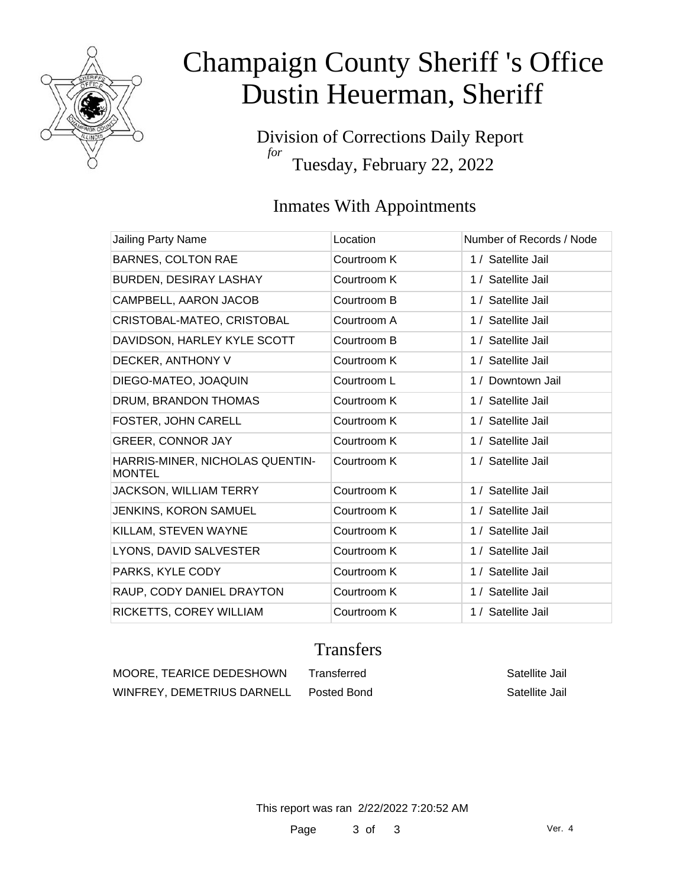# Champaign County Sheriff 's Office
# Dustin Heuerman, Sheriff

Division of Corrections Daily Report
*for*
Tuesday, February 22, 2022

## Inmates With Appointments

| Jailing Party Name | Location | Number of Records / Node |
|---|---|---|
| BARNES, COLTON RAE | Courtroom K | 1 / Satellite Jail |
| BURDEN, DESIRAY LASHAY | Courtroom K | 1 / Satellite Jail |
| CAMPBELL, AARON JACOB | Courtroom B | 1 / Satellite Jail |
| CRISTOBAL-MATEO, CRISTOBAL | Courtroom A | 1 / Satellite Jail |
| DAVIDSON, HARLEY KYLE SCOTT | Courtroom B | 1 / Satellite Jail |
| DECKER, ANTHONY V | Courtroom K | 1 / Satellite Jail |
| DIEGO-MATEO, JOAQUIN | Courtroom L | 1 / Downtown Jail |
| DRUM, BRANDON THOMAS | Courtroom K | 1 / Satellite Jail |
| FOSTER, JOHN CARELL | Courtroom K | 1 / Satellite Jail |
| GREER, CONNOR JAY | Courtroom K | 1 / Satellite Jail |
| HARRIS-MINER, NICHOLAS QUENTIN-MONTEL | Courtroom K | 1 / Satellite Jail |
| JACKSON, WILLIAM TERRY | Courtroom K | 1 / Satellite Jail |
| JENKINS, KORON SAMUEL | Courtroom K | 1 / Satellite Jail |
| KILLAM, STEVEN WAYNE | Courtroom K | 1 / Satellite Jail |
| LYONS, DAVID SALVESTER | Courtroom K | 1 / Satellite Jail |
| PARKS, KYLE CODY | Courtroom K | 1 / Satellite Jail |
| RAUP, CODY DANIEL DRAYTON | Courtroom K | 1 / Satellite Jail |
| RICKETTS, COREY WILLIAM | Courtroom K | 1 / Satellite Jail |

## Transfers

| | | |
|---|---|---|
| MOORE, TEARICE DEDESHOWN | Transferred | Satellite Jail |
| WINFREY, DEMETRIUS DARNELL | Posted Bond | Satellite Jail |

This report was ran 2/22/2022 7:20:52 AM